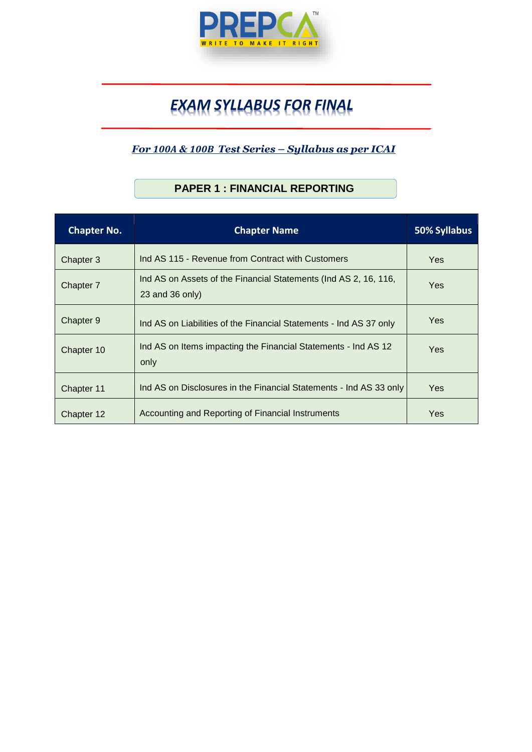PREPCA™

WRITE TO MAKE IT RIGHT

# *EXAM SYLLABUS FOR FINAL*

***For 100A & 100B Test Series – Syllabus as per ICAI***

## PAPER 1 : FINANCIAL REPORTING

| Chapter No. | Chapter Name | 50% Syllabus |
|---|---|---|
| Chapter 3 | Ind AS 115 - Revenue from Contract with Customers | Yes |
| Chapter 7 | Ind AS on Assets of the Financial Statements (Ind AS 2, 16, 116, 23 and 36 only) | Yes |
| Chapter 9 | Ind AS on Liabilities of the Financial Statements - Ind AS 37 only | Yes |
| Chapter 10 | Ind AS on Items impacting the Financial Statements - Ind AS 12 only | Yes |
| Chapter 11 | Ind AS on Disclosures in the Financial Statements - Ind AS 33 only | Yes |
| Chapter 12 | Accounting and Reporting of Financial Instruments | Yes |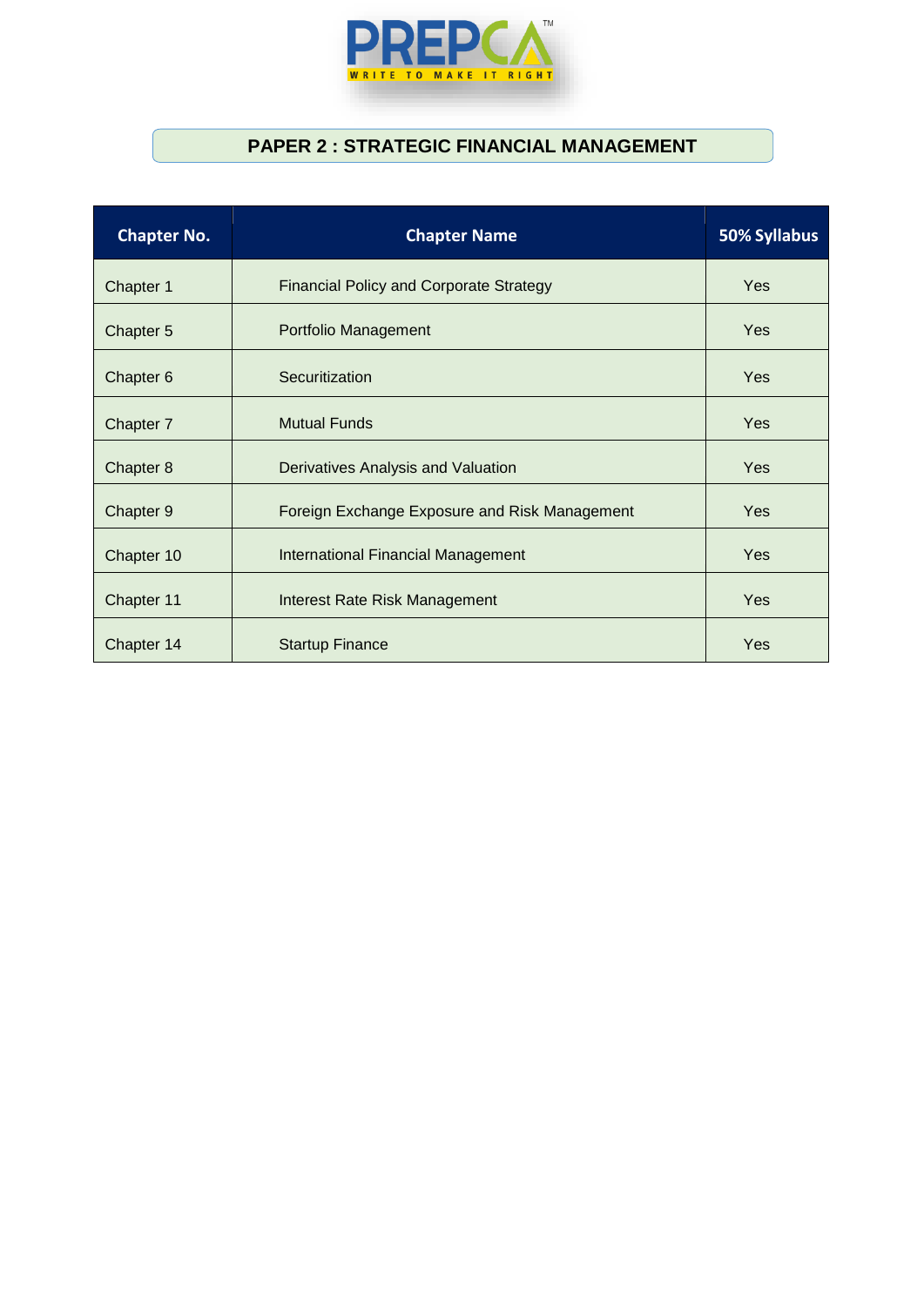## PAPER 2 : STRATEGIC FINANCIAL MANAGEMENT

| Chapter No. | Chapter Name | 50% Syllabus |
|---|---|---|
| Chapter 1 | Financial Policy and Corporate Strategy | Yes |
| Chapter 5 | Portfolio Management | Yes |
| Chapter 6 | Securitization | Yes |
| Chapter 7 | Mutual Funds | Yes |
| Chapter 8 | Derivatives Analysis and Valuation | Yes |
| Chapter 9 | Foreign Exchange Exposure and Risk Management | Yes |
| Chapter 10 | International Financial Management | Yes |
| Chapter 11 | Interest Rate Risk Management | Yes |
| Chapter 14 | Startup Finance | Yes |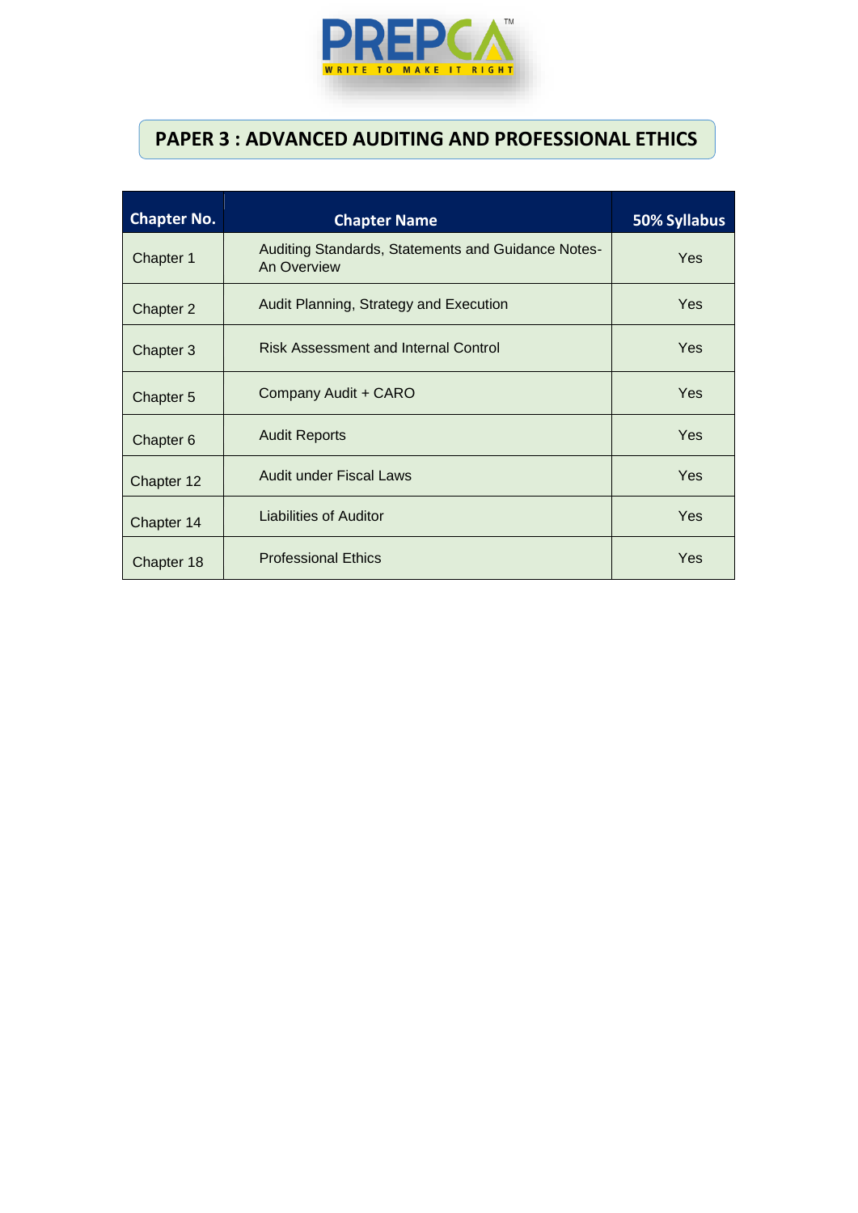# PAPER 3 : ADVANCED AUDITING AND PROFESSIONAL ETHICS

| Chapter No. | Chapter Name | 50% Syllabus |
|---|---|---|
| Chapter 1 | Auditing Standards, Statements and Guidance Notes- An Overview | Yes |
| Chapter 2 | Audit Planning, Strategy and Execution | Yes |
| Chapter 3 | Risk Assessment and Internal Control | Yes |
| Chapter 5 | Company Audit + CARO | Yes |
| Chapter 6 | Audit Reports | Yes |
| Chapter 12 | Audit under Fiscal Laws | Yes |
| Chapter 14 | Liabilities of Auditor | Yes |
| Chapter 18 | Professional Ethics | Yes |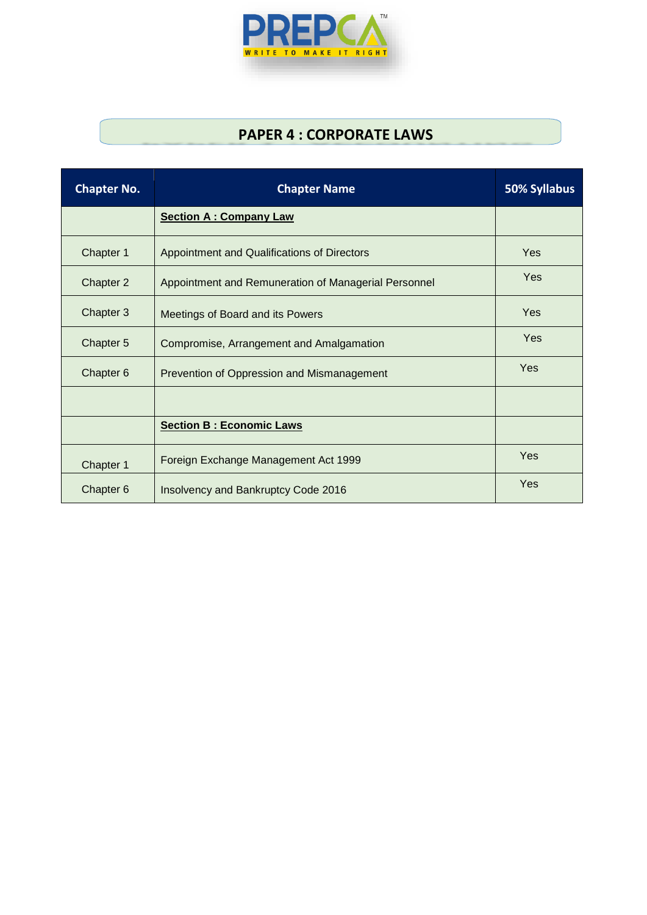PREPCA
WRITE TO MAKE IT RIGHT

## PAPER 4 : CORPORATE LAWS

| Chapter No. | Chapter Name | 50% Syllabus |
|---|---|---|
| | **Section A : Company Law** | |
| Chapter 1 | Appointment and Qualifications of Directors | Yes |
| Chapter 2 | Appointment and Remuneration of Managerial Personnel | Yes |
| Chapter 3 | Meetings of Board and its Powers | Yes |
| Chapter 5 | Compromise, Arrangement and Amalgamation | Yes |
| Chapter 6 | Prevention of Oppression and Mismanagement | Yes |
| | | |
| | **Section B : Economic Laws** | |
| Chapter 1 | Foreign Exchange Management Act 1999 | Yes |
| Chapter 6 | Insolvency and Bankruptcy Code 2016 | Yes |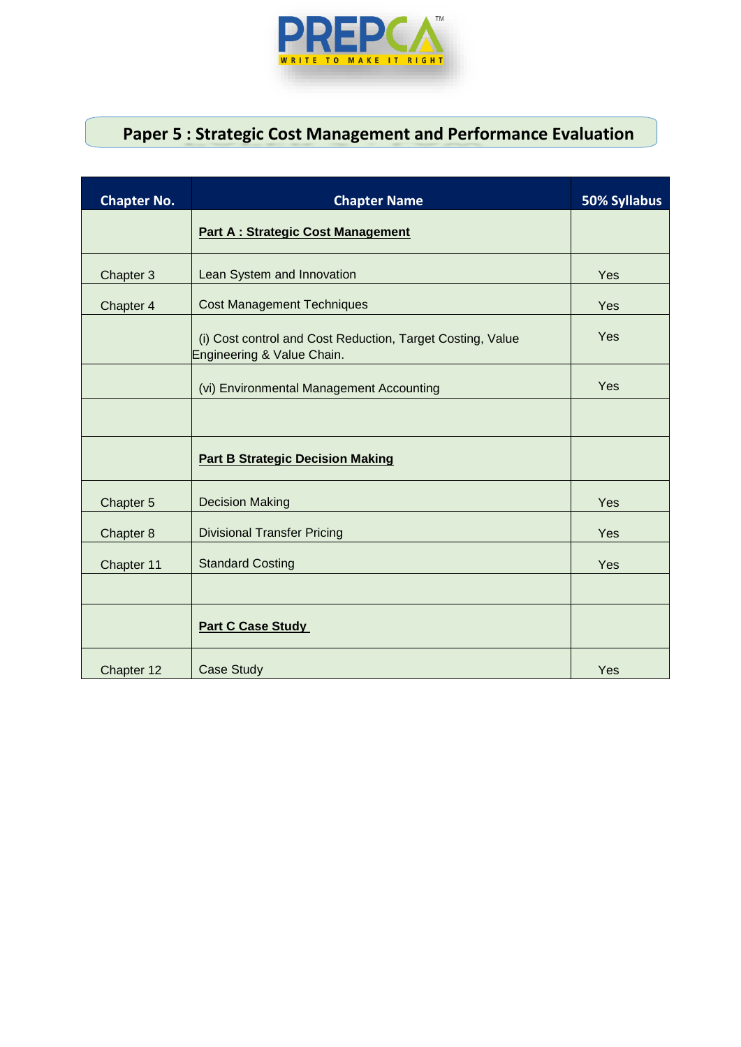## Paper 5 : Strategic Cost Management and Performance Evaluation

| Chapter No. | Chapter Name | 50% Syllabus |
|---|---|---|
| | **Part A : Strategic Cost Management** | |
| Chapter 3 | Lean System and Innovation | Yes |
| Chapter 4 | Cost Management Techniques | Yes |
| | (i) Cost control and Cost Reduction, Target Costing, Value Engineering & Value Chain. | Yes |
| | (vi) Environmental Management Accounting | Yes |
| | | |
| | **Part B Strategic Decision Making** | |
| Chapter 5 | Decision Making | Yes |
| Chapter 8 | Divisional Transfer Pricing | Yes |
| Chapter 11 | Standard Costing | Yes |
| | | |
| | **Part C Case Study** | |
| Chapter 12 | Case Study | Yes |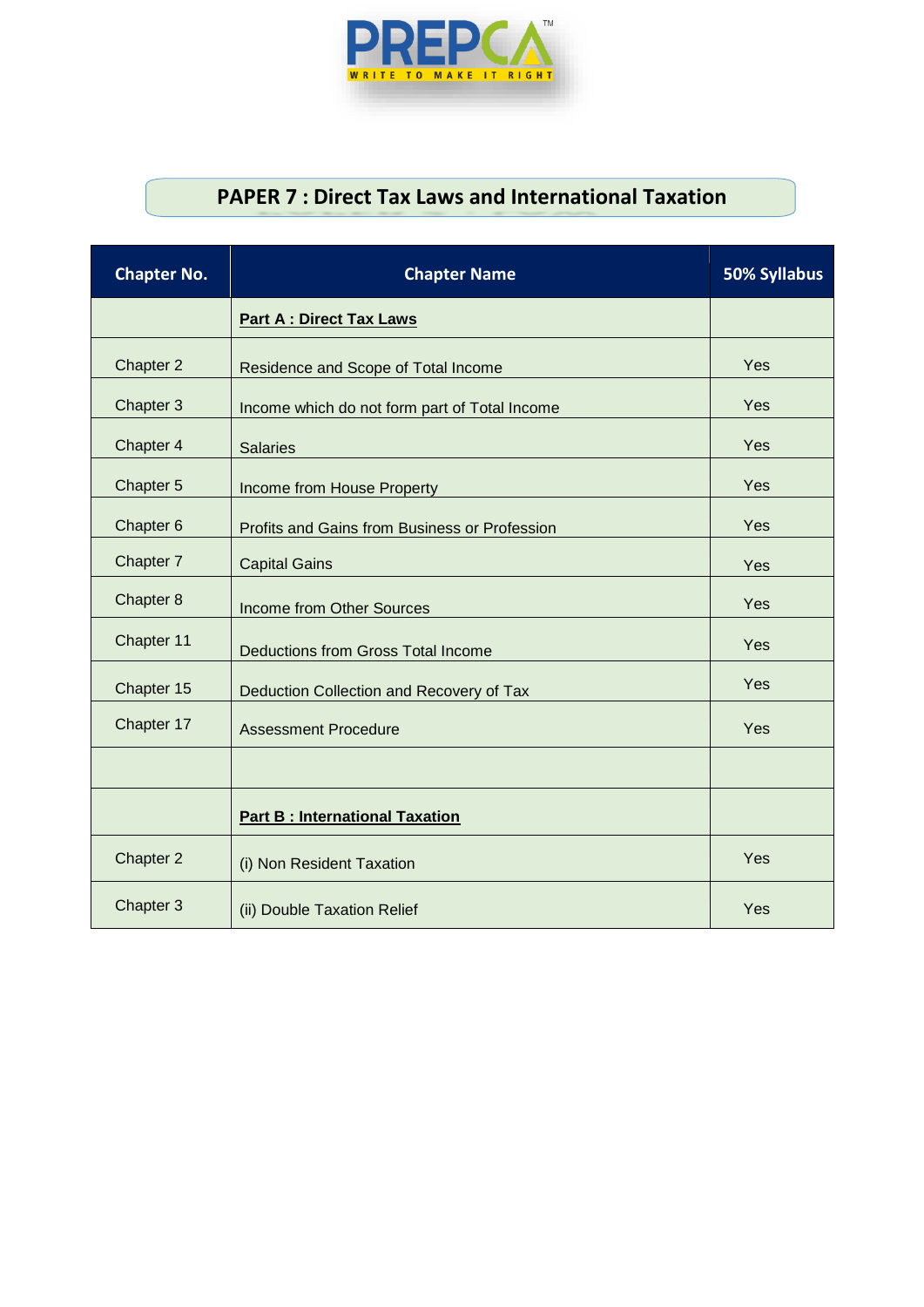## PAPER 7 : Direct Tax Laws and International Taxation

| Chapter No. | Chapter Name | 50% Syllabus |
|---|---|---|
| | **Part A : Direct Tax Laws** | |
| Chapter 2 | Residence and Scope of Total Income | Yes |
| Chapter 3 | Income which do not form part of Total Income | Yes |
| Chapter 4 | Salaries | Yes |
| Chapter 5 | Income from House Property | Yes |
| Chapter 6 | Profits and Gains from Business or Profession | Yes |
| Chapter 7 | Capital Gains | Yes |
| Chapter 8 | Income from Other Sources | Yes |
| Chapter 11 | Deductions from Gross Total Income | Yes |
| Chapter 15 | Deduction Collection and Recovery of Tax | Yes |
| Chapter 17 | Assessment Procedure | Yes |
| | | |
| | **Part B : International Taxation** | |
| Chapter 2 | (i) Non Resident Taxation | Yes |
| Chapter 3 | (ii) Double Taxation Relief | Yes |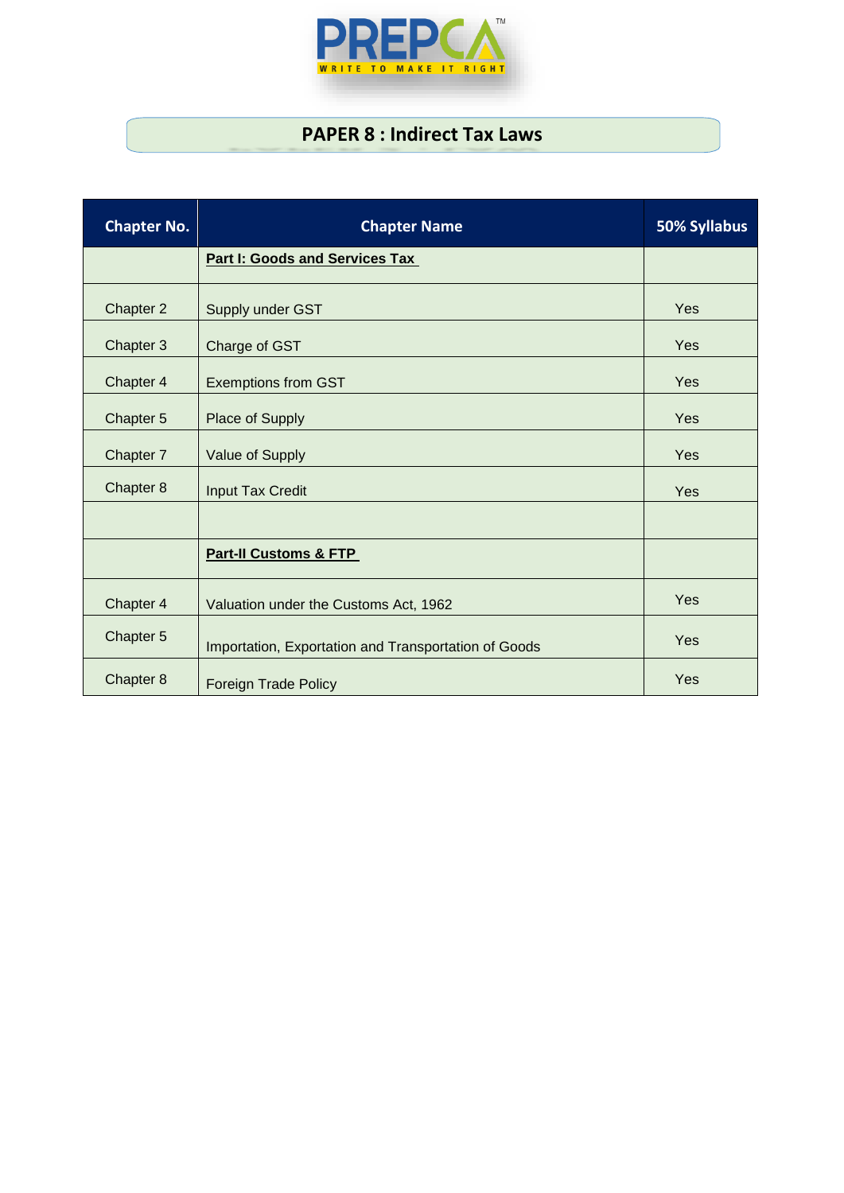# PAPER 8 : Indirect Tax Laws

| Chapter No. | Chapter Name | 50% Syllabus |
|---|---|---|
| | **Part I: Goods and Services Tax** | |
| Chapter 2 | Supply under GST | Yes |
| Chapter 3 | Charge of GST | Yes |
| Chapter 4 | Exemptions from GST | Yes |
| Chapter 5 | Place of Supply | Yes |
| Chapter 7 | Value of Supply | Yes |
| Chapter 8 | Input Tax Credit | Yes |
| | | |
| | **Part-II Customs & FTP** | |
| Chapter 4 | Valuation under the Customs Act, 1962 | Yes |
| Chapter 5 | Importation, Exportation and Transportation of Goods | Yes |
| Chapter 8 | Foreign Trade Policy | Yes |